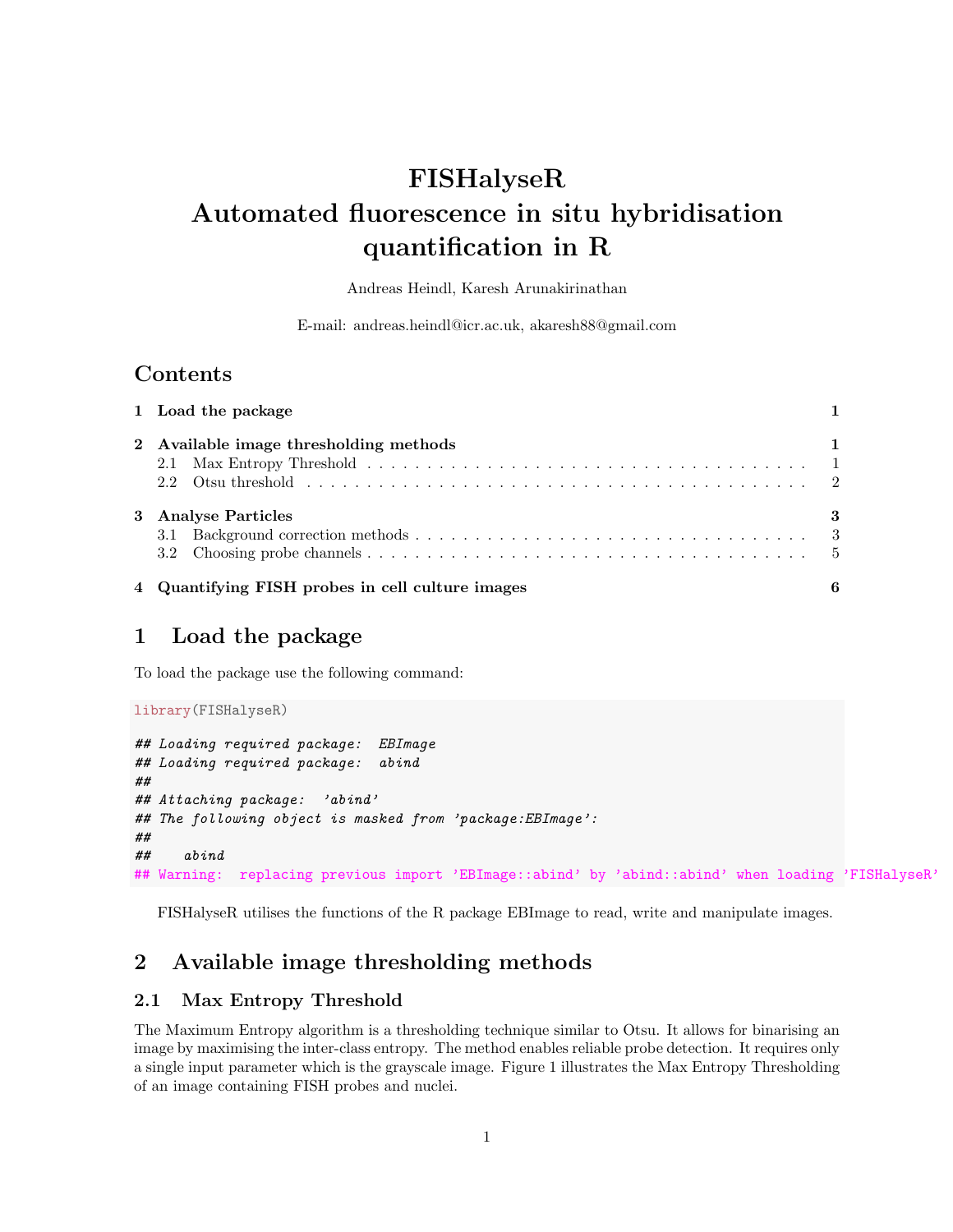# FISHalyseR
# Automated fluorescence in situ hybridisation quantification in R

Andreas Heindl, Karesh Arunakirinathan

E-mail: andreas.heindl@icr.ac.uk, akaresh88@gmail.com

## Contents

1 Load the package — 1

2 Available image thresholding methods — 1
- 2.1 Max Entropy Threshold — 1
- 2.2 Otsu threshold — 2

3 Analyse Particles — 3
- 3.1 Background correction methods — 3
- 3.2 Choosing probe channels — 5

4 Quantifying FISH probes in cell culture images — 6

## 1 Load the package

To load the package use the following command:

```
library(FISHalyseR)

## Loading required package:  EBImage
## Loading required package:  abind
##
## Attaching package:  'abind'
## The following object is masked from 'package:EBImage':
##
##    abind
## Warning:  replacing previous import 'EBImage::abind' by 'abind::abind' when loading 'FISHalyseR'
```

FISHalyseR utilises the functions of the R package EBImage to read, write and manipulate images.

## 2 Available image thresholding methods

### 2.1 Max Entropy Threshold

The Maximum Entropy algorithm is a thresholding technique similar to Otsu. It allows for binarising an image by maximising the inter-class entropy. The method enables reliable probe detection. It requires only a single input parameter which is the grayscale image. Figure 1 illustrates the Max Entropy Thresholding of an image containing FISH probes and nuclei.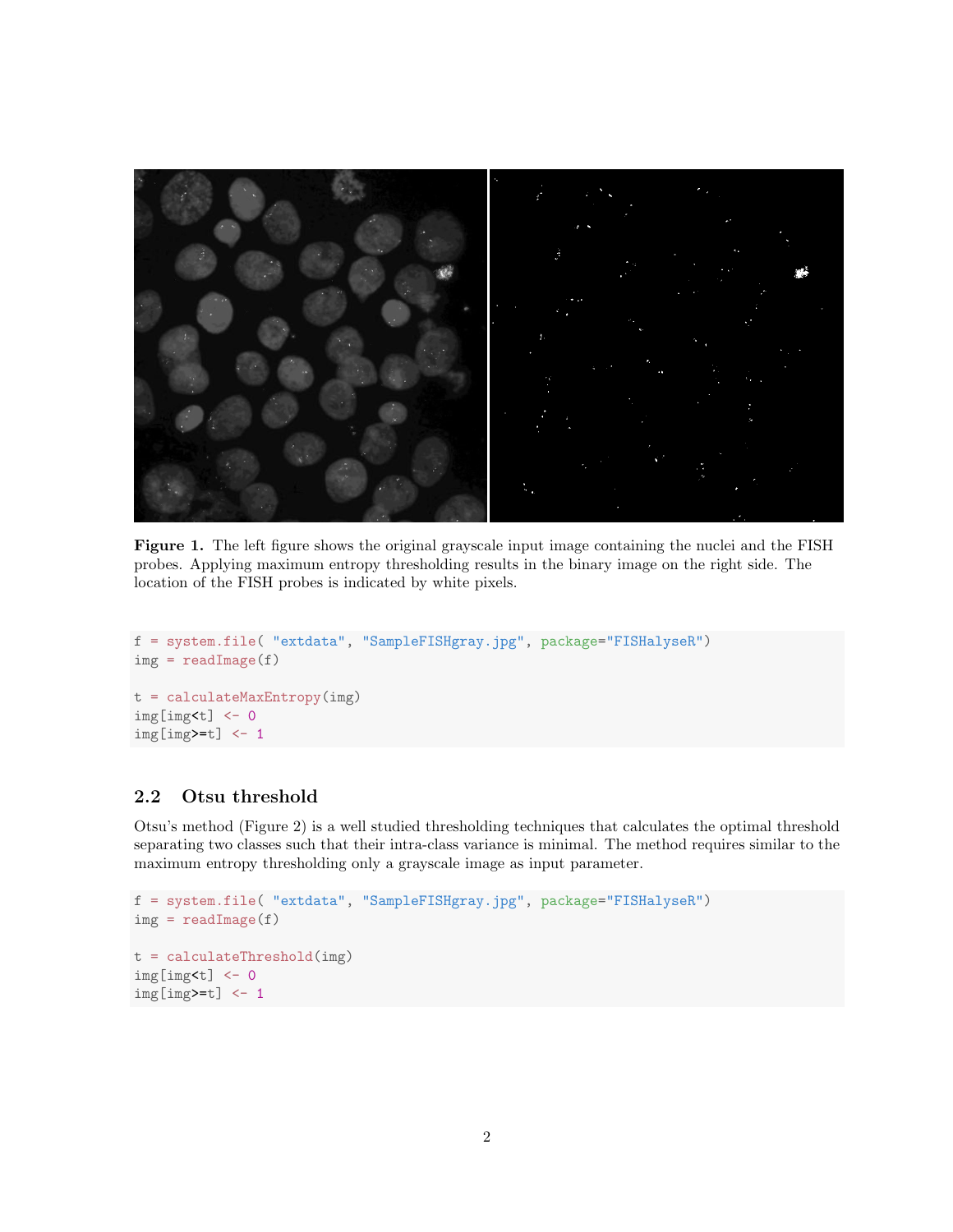**Figure 1.** The left figure shows the original grayscale input image containing the nuclei and the FISH probes. Applying maximum entropy thresholding results in the binary image on the right side. The location of the FISH probes is indicated by white pixels.

```
f = system.file( "extdata", "SampleFISHgray.jpg", package="FISHalyseR")
img = readImage(f)

t = calculateMaxEntropy(img)
img[img<t] <- 0
img[img>=t] <- 1
```

## 2.2 Otsu threshold

Otsu's method (Figure 2) is a well studied thresholding techniques that calculates the optimal threshold separating two classes such that their intra-class variance is minimal. The method requires similar to the maximum entropy thresholding only a grayscale image as input parameter.

```
f = system.file( "extdata", "SampleFISHgray.jpg", package="FISHalyseR")
img = readImage(f)

t = calculateThreshold(img)
img[img<t] <- 0
img[img>=t] <- 1
```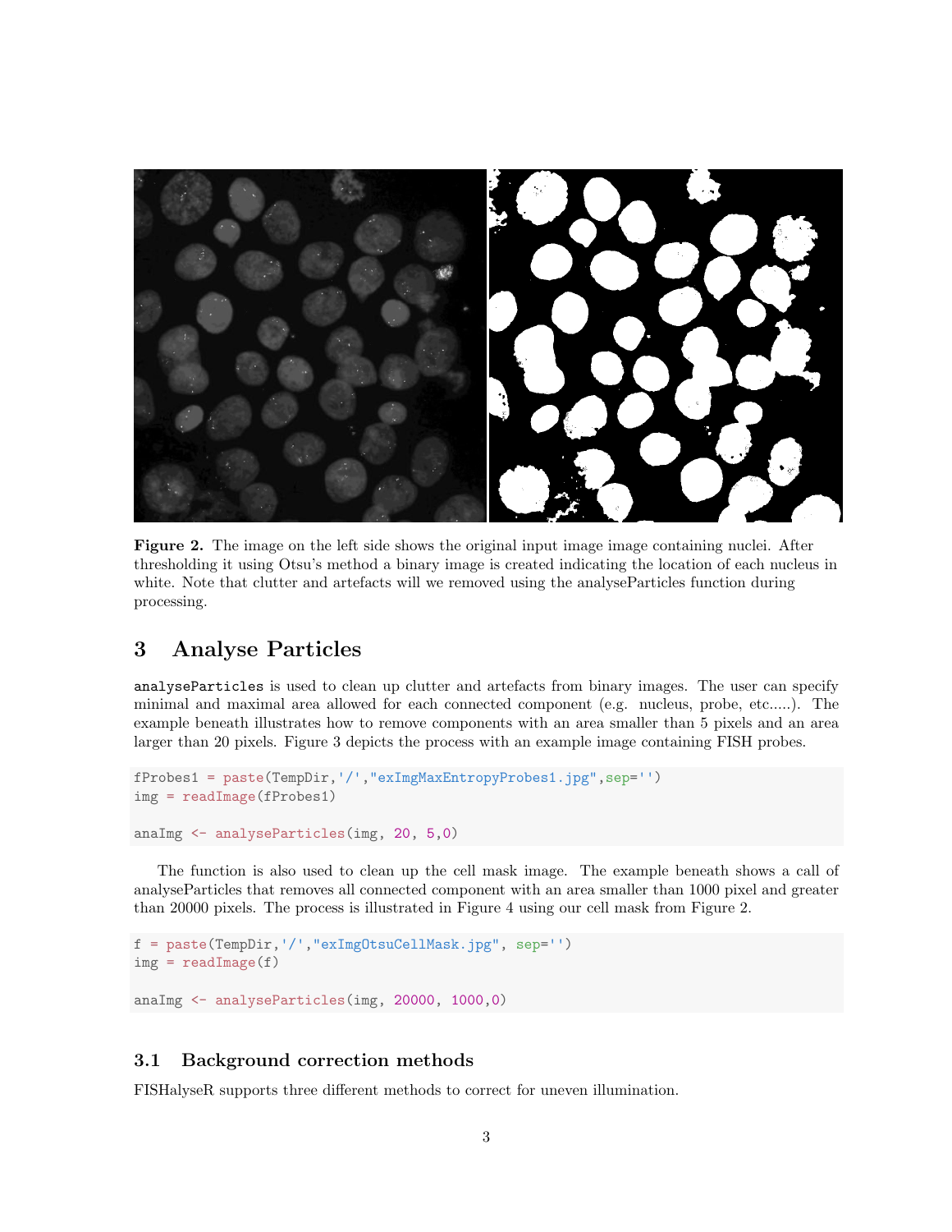**Figure 2.** The image on the left side shows the original input image image containing nuclei. After thresholding it using Otsu's method a binary image is created indicating the location of each nucleus in white. Note that clutter and artefacts will we removed using the analyseParticles function during processing.

# 3 Analyse Particles

`analyseParticles` is used to clean up clutter and artefacts from binary images. The user can specify minimal and maximal area allowed for each connected component (e.g. nucleus, probe, etc.....). The example beneath illustrates how to remove components with an area smaller than 5 pixels and an area larger than 20 pixels. Figure 3 depicts the process with an example image containing FISH probes.

```
fProbes1 = paste(TempDir,'/',"exImgMaxEntropyProbes1.jpg",sep='')
img = readImage(fProbes1)

anaImg <- analyseParticles(img, 20, 5,0)
```

The function is also used to clean up the cell mask image. The example beneath shows a call of analyseParticles that removes all connected component with an area smaller than 1000 pixel and greater than 20000 pixels. The process is illustrated in Figure 4 using our cell mask from Figure 2.

```
f = paste(TempDir,'/',"exImgOtsuCellMask.jpg", sep='')
img = readImage(f)

anaImg <- analyseParticles(img, 20000, 1000,0)
```

## 3.1 Background correction methods

FISHalyseR supports three different methods to correct for uneven illumination.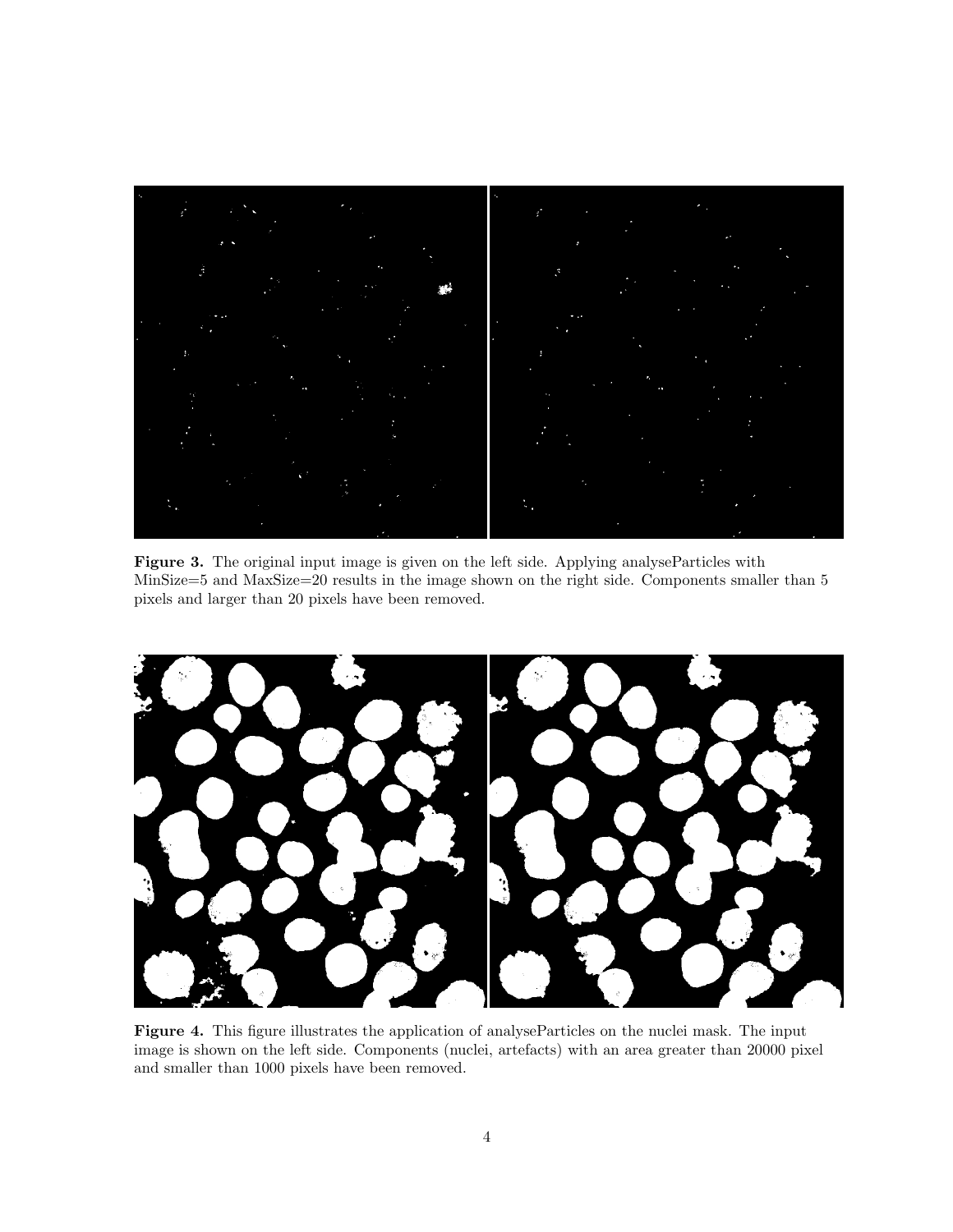**Figure 3.** The original input image is given on the left side. Applying analyseParticles with MinSize=5 and MaxSize=20 results in the image shown on the right side. Components smaller than 5 pixels and larger than 20 pixels have been removed.

**Figure 4.** This figure illustrates the application of analyseParticles on the nuclei mask. The input image is shown on the left side. Components (nuclei, artefacts) with an area greater than 20000 pixel and smaller than 1000 pixels have been removed.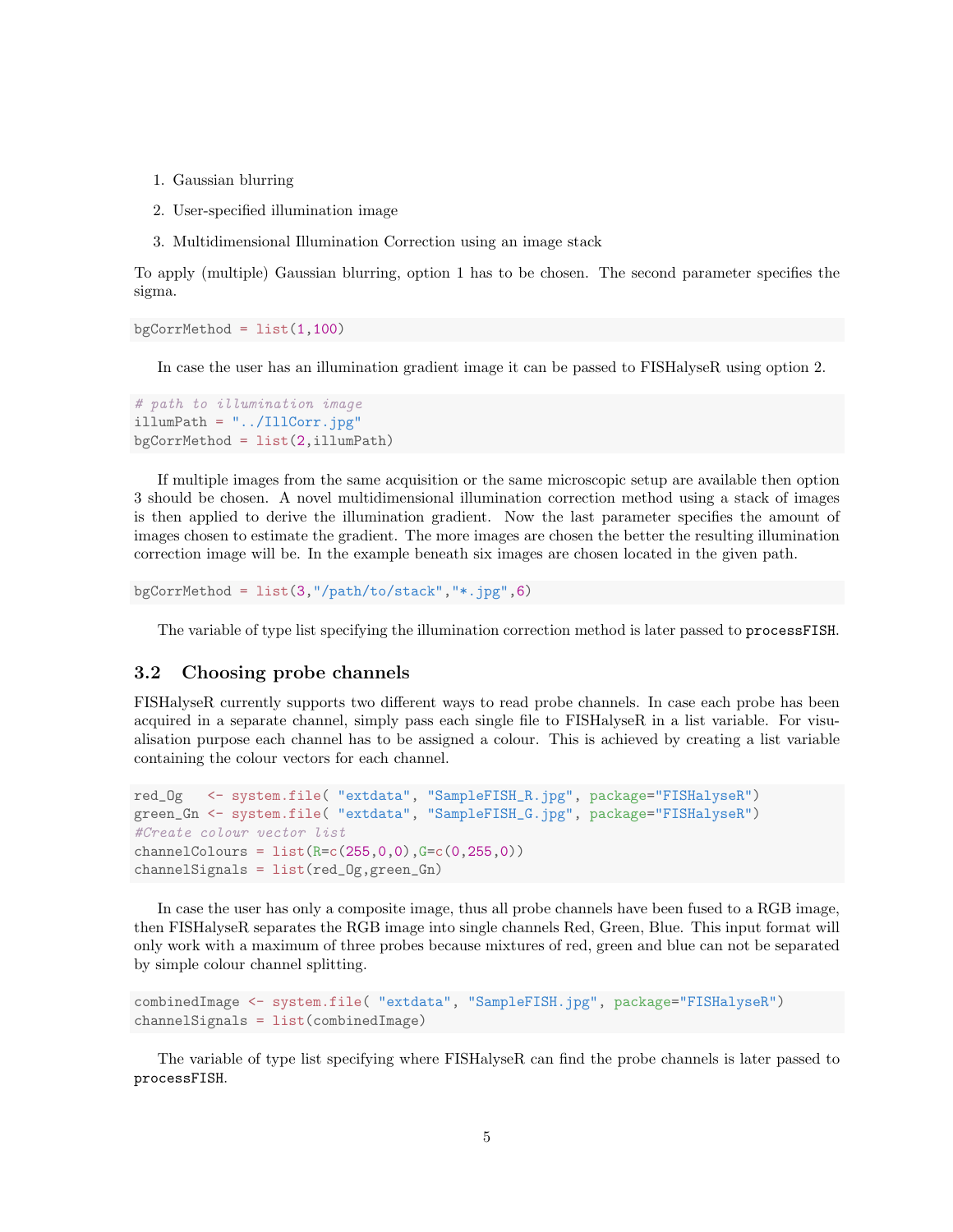1. Gaussian blurring
2. User-specified illumination image
3. Multidimensional Illumination Correction using an image stack

To apply (multiple) Gaussian blurring, option 1 has to be chosen. The second parameter specifies the sigma.

```
bgCorrMethod = list(1,100)
```

In case the user has an illumination gradient image it can be passed to FISHalyseR using option 2.

```
# path to illumination image
illumPath = "../IllCorr.jpg"
bgCorrMethod = list(2,illumPath)
```

If multiple images from the same acquisition or the same microscopic setup are available then option 3 should be chosen. A novel multidimensional illumination correction method using a stack of images is then applied to derive the illumination gradient. Now the last parameter specifies the amount of images chosen to estimate the gradient. The more images are chosen the better the resulting illumination correction image will be. In the example beneath six images are chosen located in the given path.

```
bgCorrMethod = list(3,"/path/to/stack","*.jpg",6)
```

The variable of type list specifying the illumination correction method is later passed to `processFISH`.

## 3.2 Choosing probe channels

FISHalyseR currently supports two different ways to read probe channels. In case each probe has been acquired in a separate channel, simply pass each single file to FISHalyseR in a list variable. For visualisation purpose each channel has to be assigned a colour. This is achieved by creating a list variable containing the colour vectors for each channel.

```
red_Og   <- system.file( "extdata", "SampleFISH_R.jpg", package="FISHalyseR")
green_Gn <- system.file( "extdata", "SampleFISH_G.jpg", package="FISHalyseR")
#Create colour vector list
channelColours = list(R=c(255,0,0),G=c(0,255,0))
channelSignals = list(red_Og,green_Gn)
```

In case the user has only a composite image, thus all probe channels have been fused to a RGB image, then FISHalyseR separates the RGB image into single channels Red, Green, Blue. This input format will only work with a maximum of three probes because mixtures of red, green and blue can not be separated by simple colour channel splitting.

```
combinedImage <- system.file( "extdata", "SampleFISH.jpg", package="FISHalyseR")
channelSignals = list(combinedImage)
```

The variable of type list specifying where FISHalyseR can find the probe channels is later passed to `processFISH`.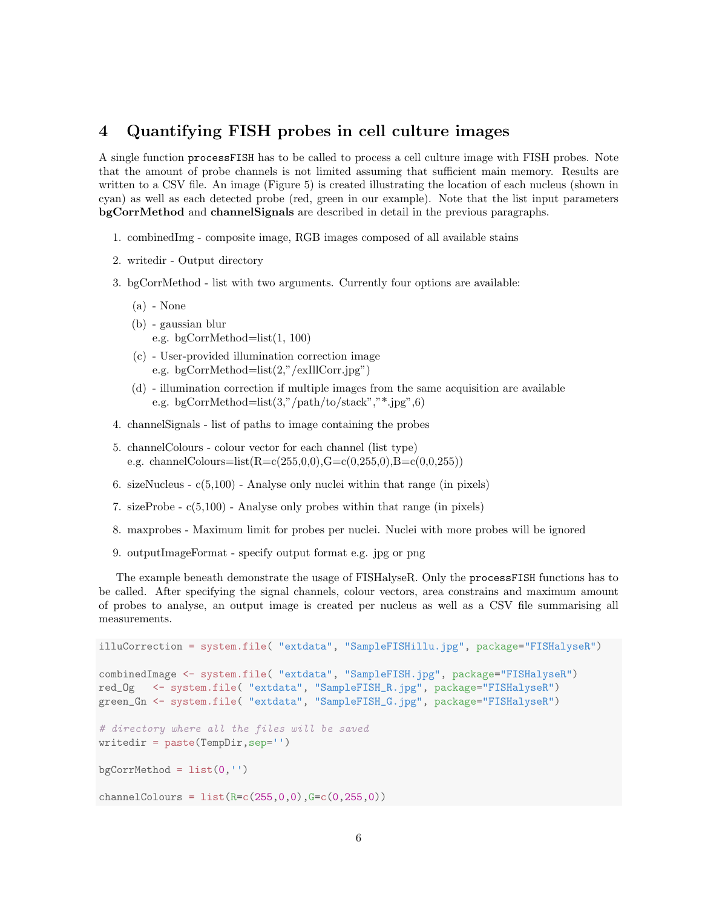## 4 Quantifying FISH probes in cell culture images

A single function `processFISH` has to be called to process a cell culture image with FISH probes. Note that the amount of probe channels is not limited assuming that sufficient main memory. Results are written to a CSV file. An image (Figure 5) is created illustrating the location of each nucleus (shown in cyan) as well as each detected probe (red, green in our example). Note that the list input parameters **bgCorrMethod** and **channelSignals** are described in detail in the previous paragraphs.

1. combinedImg - composite image, RGB images composed of all available stains
2. writedir - Output directory
3. bgCorrMethod - list with two arguments. Currently four options are available:
   (a) - None
   (b) - gaussian blur
   e.g. bgCorrMethod=list(1, 100)
   (c) - User-provided illumination correction image
   e.g. bgCorrMethod=list(2,"/exIllCorr.jpg")
   (d) - illumination correction if multiple images from the same acquisition are available
   e.g. bgCorrMethod=list(3,"/path/to/stack","*.jpg",6)
4. channelSignals - list of paths to image containing the probes
5. channelColours - colour vector for each channel (list type)
   e.g. channelColours=list(R=c(255,0,0),G=c(0,255,0),B=c(0,0,255))
6. sizeNucleus - c(5,100) - Analyse only nuclei within that range (in pixels)
7. sizeProbe - c(5,100) - Analyse only probes within that range (in pixels)
8. maxprobes - Maximum limit for probes per nuclei. Nuclei with more probes will be ignored
9. outputImageFormat - specify output format e.g. jpg or png

The example beneath demonstrate the usage of FISHalyseR. Only the `processFISH` functions has to be called. After specifying the signal channels, colour vectors, area constrains and maximum amount of probes to analyse, an output image is created per nucleus as well as a CSV file summarising all measurements.

```
illuCorrection = system.file( "extdata", "SampleFISHillu.jpg", package="FISHalyseR")

combinedImage <- system.file( "extdata", "SampleFISH.jpg", package="FISHalyseR")
red_Og   <- system.file( "extdata", "SampleFISH_R.jpg", package="FISHalyseR")
green_Gn <- system.file( "extdata", "SampleFISH_G.jpg", package="FISHalyseR")

# directory where all the files will be saved
writedir = paste(TempDir,sep='')

bgCorrMethod = list(0,'')

channelColours = list(R=c(255,0,0),G=c(0,255,0))
```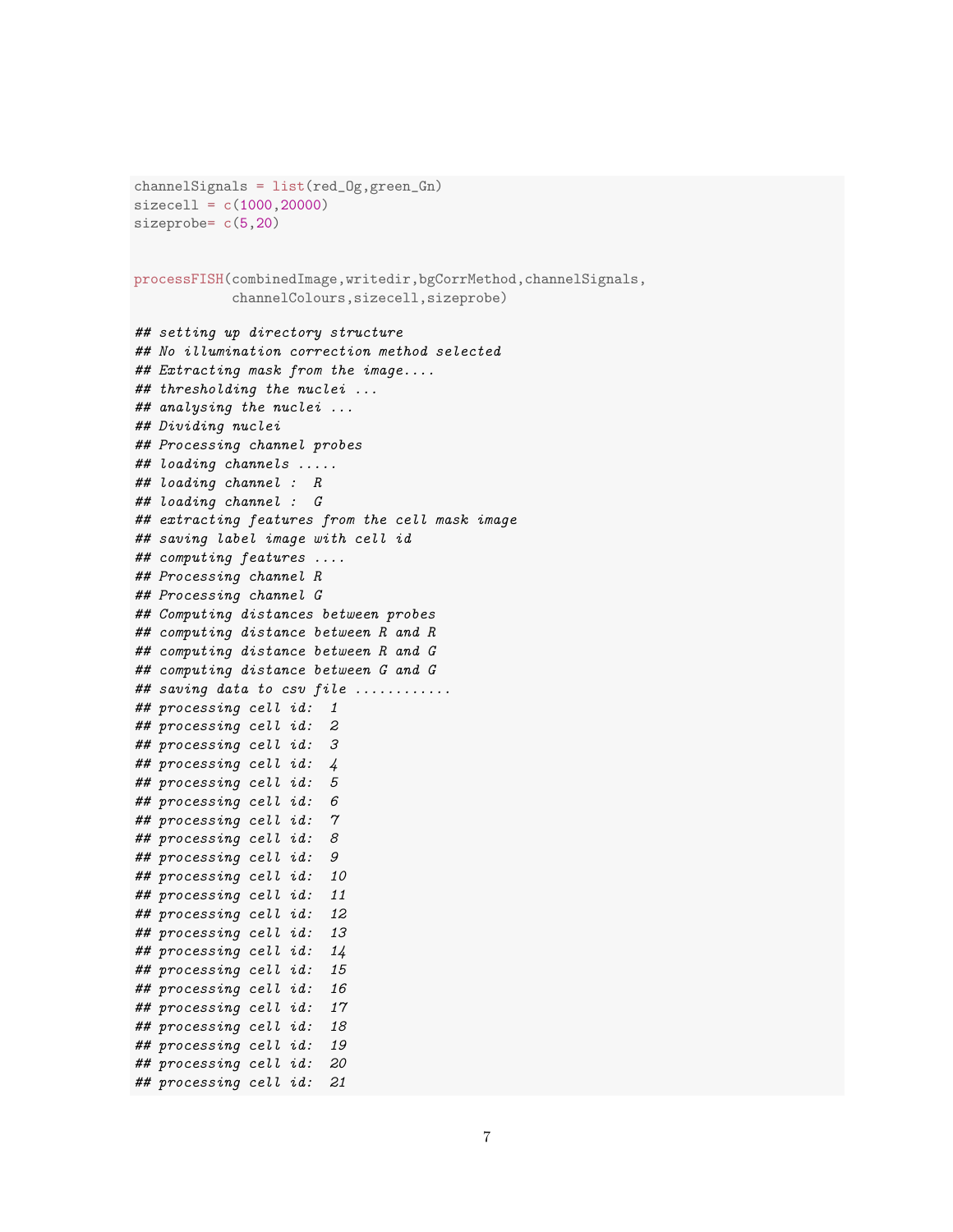```r
channelSignals = list(red_Og,green_Gn)
sizecell = c(1000,20000)
sizeprobe= c(5,20)


processFISH(combinedImage,writedir,bgCorrMethod,channelSignals,
            channelColours,sizecell,sizeprobe)

## setting up directory structure
## No illumination correction method selected
## Extracting mask from the image....
## thresholding the nuclei ...
## analysing the nuclei ...
## Dividing nuclei
## Processing channel probes
## loading channels .....
## loading channel :  R
## loading channel :  G
## extracting features from the cell mask image
## saving label image with cell id
## computing features ....
## Processing channel R
## Processing channel G
## Computing distances between probes
## computing distance between R and R
## computing distance between R and G
## computing distance between G and G
## saving data to csv file ............
## processing cell id:  1
## processing cell id:  2
## processing cell id:  3
## processing cell id:  4
## processing cell id:  5
## processing cell id:  6
## processing cell id:  7
## processing cell id:  8
## processing cell id:  9
## processing cell id:  10
## processing cell id:  11
## processing cell id:  12
## processing cell id:  13
## processing cell id:  14
## processing cell id:  15
## processing cell id:  16
## processing cell id:  17
## processing cell id:  18
## processing cell id:  19
## processing cell id:  20
## processing cell id:  21
```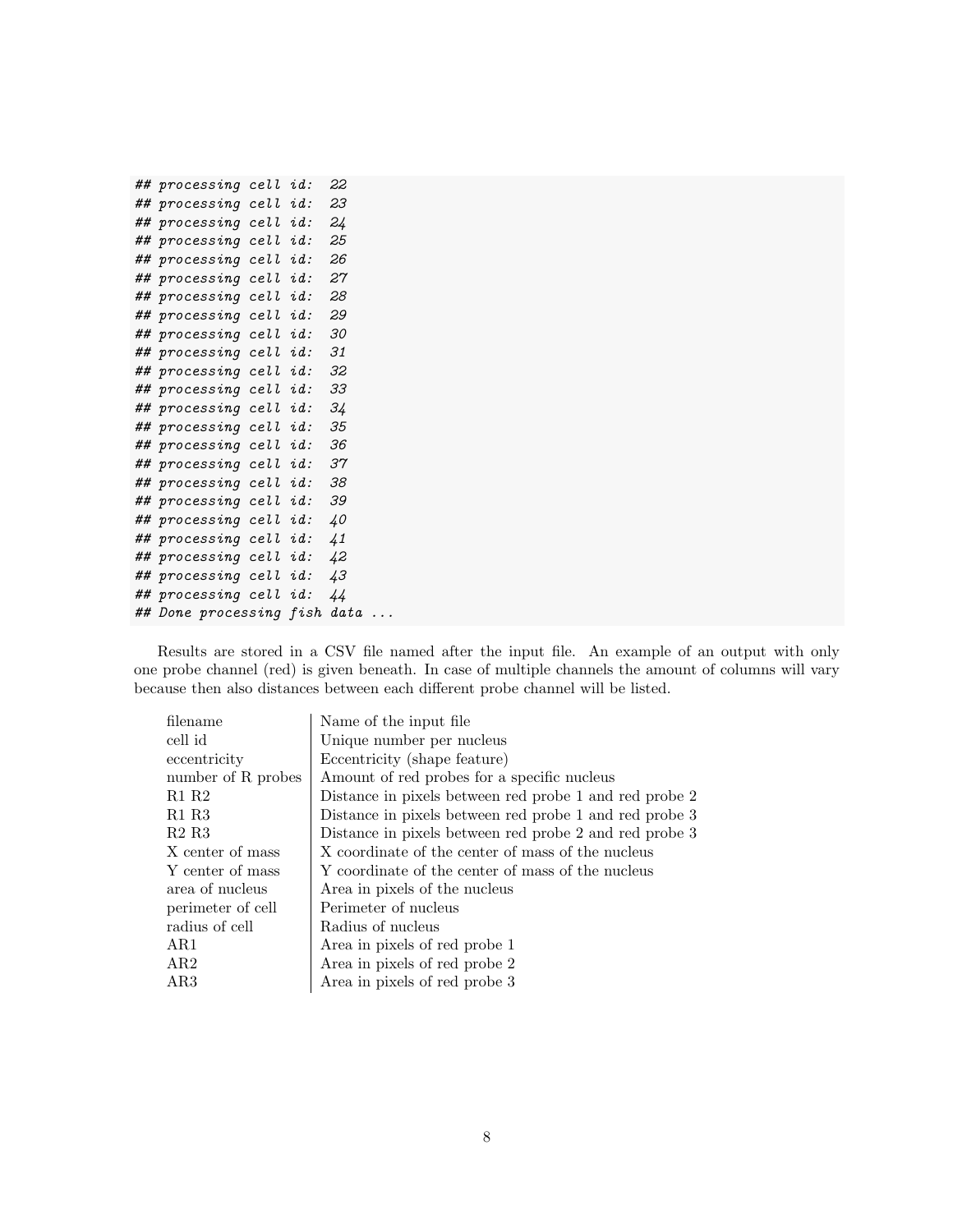```
## processing cell id:  22
## processing cell id:  23
## processing cell id:  24
## processing cell id:  25
## processing cell id:  26
## processing cell id:  27
## processing cell id:  28
## processing cell id:  29
## processing cell id:  30
## processing cell id:  31
## processing cell id:  32
## processing cell id:  33
## processing cell id:  34
## processing cell id:  35
## processing cell id:  36
## processing cell id:  37
## processing cell id:  38
## processing cell id:  39
## processing cell id:  40
## processing cell id:  41
## processing cell id:  42
## processing cell id:  43
## processing cell id:  44
## Done processing fish data ...
```

Results are stored in a CSV file named after the input file. An example of an output with only one probe channel (red) is given beneath. In case of multiple channels the amount of columns will vary because then also distances between each different probe channel will be listed.

| | |
|---|---|
| filename | Name of the input file |
| cell id | Unique number per nucleus |
| eccentricity | Eccentricity (shape feature) |
| number of R probes | Amount of red probes for a specific nucleus |
| R1 R2 | Distance in pixels between red probe 1 and red probe 2 |
| R1 R3 | Distance in pixels between red probe 1 and red probe 3 |
| R2 R3 | Distance in pixels between red probe 2 and red probe 3 |
| X center of mass | X coordinate of the center of mass of the nucleus |
| Y center of mass | Y coordinate of the center of mass of the nucleus |
| area of nucleus | Area in pixels of the nucleus |
| perimeter of cell | Perimeter of nucleus |
| radius of cell | Radius of nucleus |
| AR1 | Area in pixels of red probe 1 |
| AR2 | Area in pixels of red probe 2 |
| AR3 | Area in pixels of red probe 3 |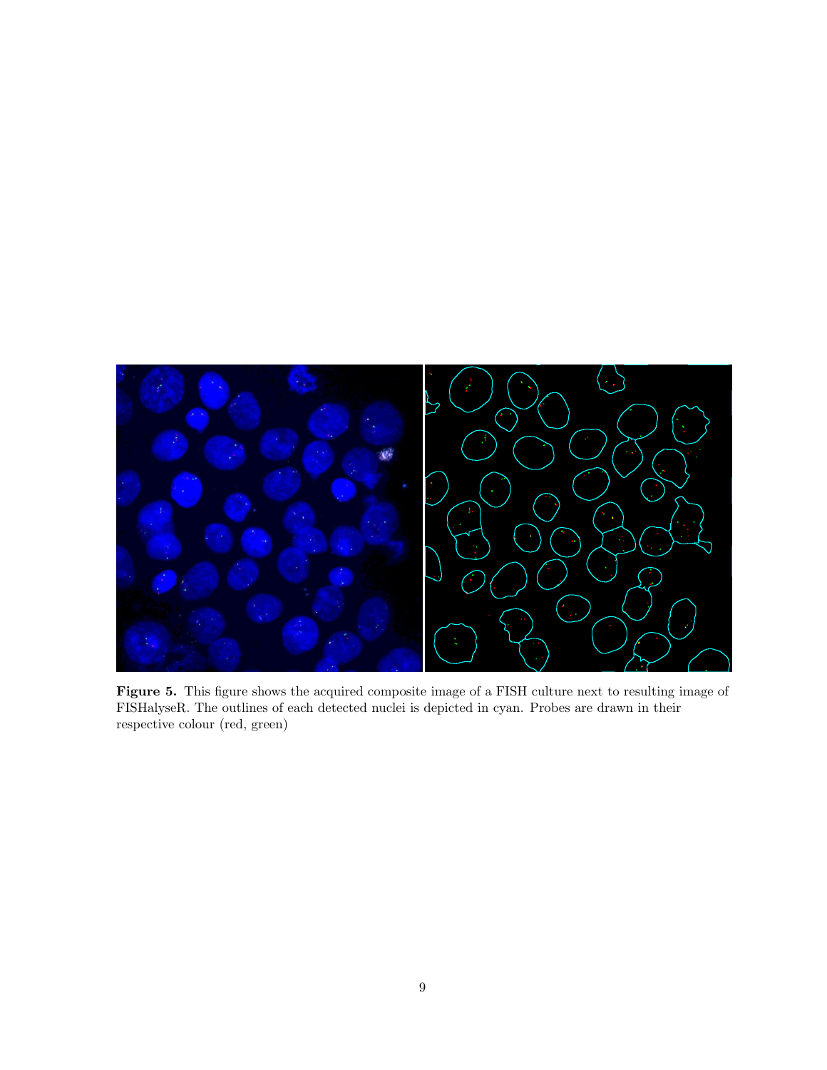**Figure 5.** This figure shows the acquired composite image of a FISH culture next to resulting image of FISHalyseR. The outlines of each detected nuclei is depicted in cyan. Probes are drawn in their respective colour (red, green)